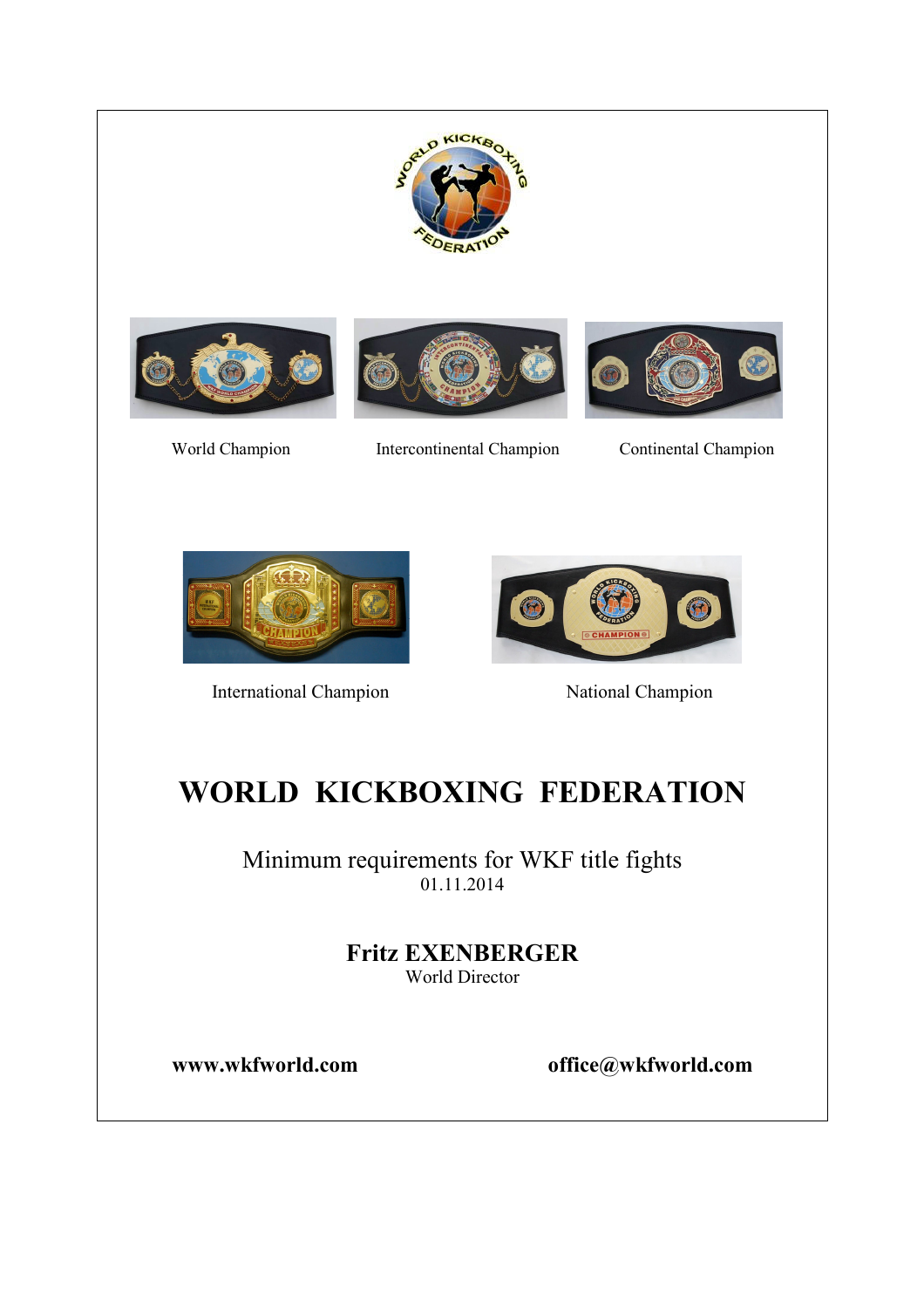World Champion

Intercontinental Champion

Continental Champion

International Champion

National Champion

# WORLD KICKBOXING FEDERATION

Minimum requirements for WKF title fights
01.11.2014

**Fritz EXENBERGER**
World Director

**www.wkfworld.com**

**office@wkfworld.com**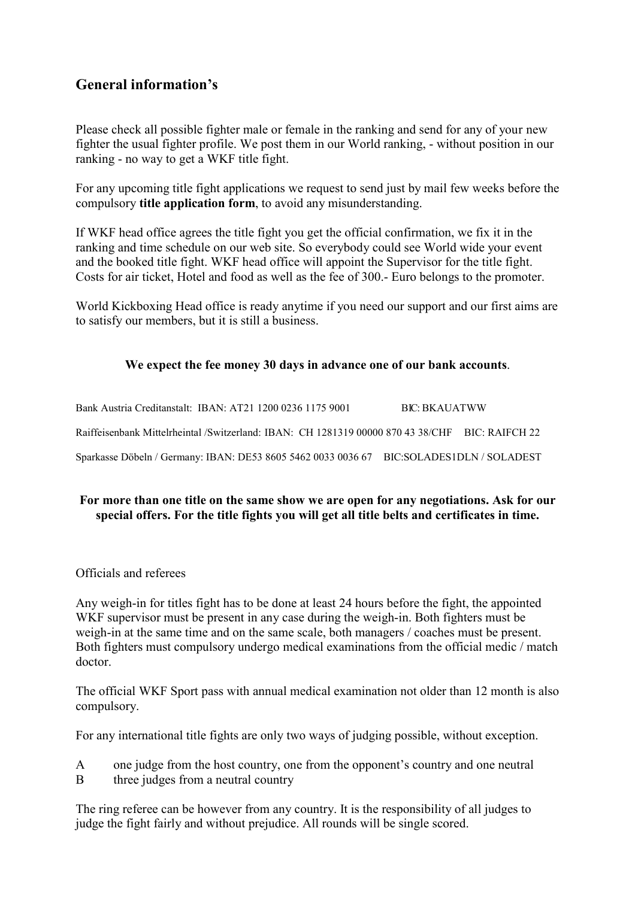## General information's

Please check all possible fighter male or female in the ranking and send for any of your new fighter the usual fighter profile. We post them in our World ranking, - without position in our ranking - no way to get a WKF title fight.

For any upcoming title fight applications we request to send just by mail few weeks before the compulsory **title application form**, to avoid any misunderstanding.

If WKF head office agrees the title fight you get the official confirmation, we fix it in the ranking and time schedule on our web site. So everybody could see World wide your event and the booked title fight. WKF head office will appoint the Supervisor for the title fight. Costs for air ticket, Hotel and food as well as the fee of 300.- Euro belongs to the promoter.

World Kickboxing Head office is ready anytime if you need our support and our first aims are to satisfy our members, but it is still a business.

**We expect the fee money 30 days in advance one of our bank accounts**.

Bank Austria Creditanstalt: IBAN: AT21 1200 0236 1175 9001 BIC: BKAUATWW

Raiffeisenbank Mittelrheintal /Switzerland: IBAN: CH 1281319 00000 870 43 38/CHF BIC: RAIFCH 22

Sparkasse Döbeln / Germany: IBAN: DE53 8605 5462 0033 0036 67 BIC:SOLADES1DLN / SOLADEST

**For more than one title on the same show we are open for any negotiations. Ask for our special offers. For the title fights you will get all title belts and certificates in time.**

Officials and referees

Any weigh-in for titles fight has to be done at least 24 hours before the fight, the appointed WKF supervisor must be present in any case during the weigh-in. Both fighters must be weigh-in at the same time and on the same scale, both managers / coaches must be present. Both fighters must compulsory undergo medical examinations from the official medic / match doctor.

The official WKF Sport pass with annual medical examination not older than 12 month is also compulsory.

For any international title fights are only two ways of judging possible, without exception.

A one judge from the host country, one from the opponent's country and one neutral
B three judges from a neutral country

The ring referee can be however from any country. It is the responsibility of all judges to judge the fight fairly and without prejudice. All rounds will be single scored.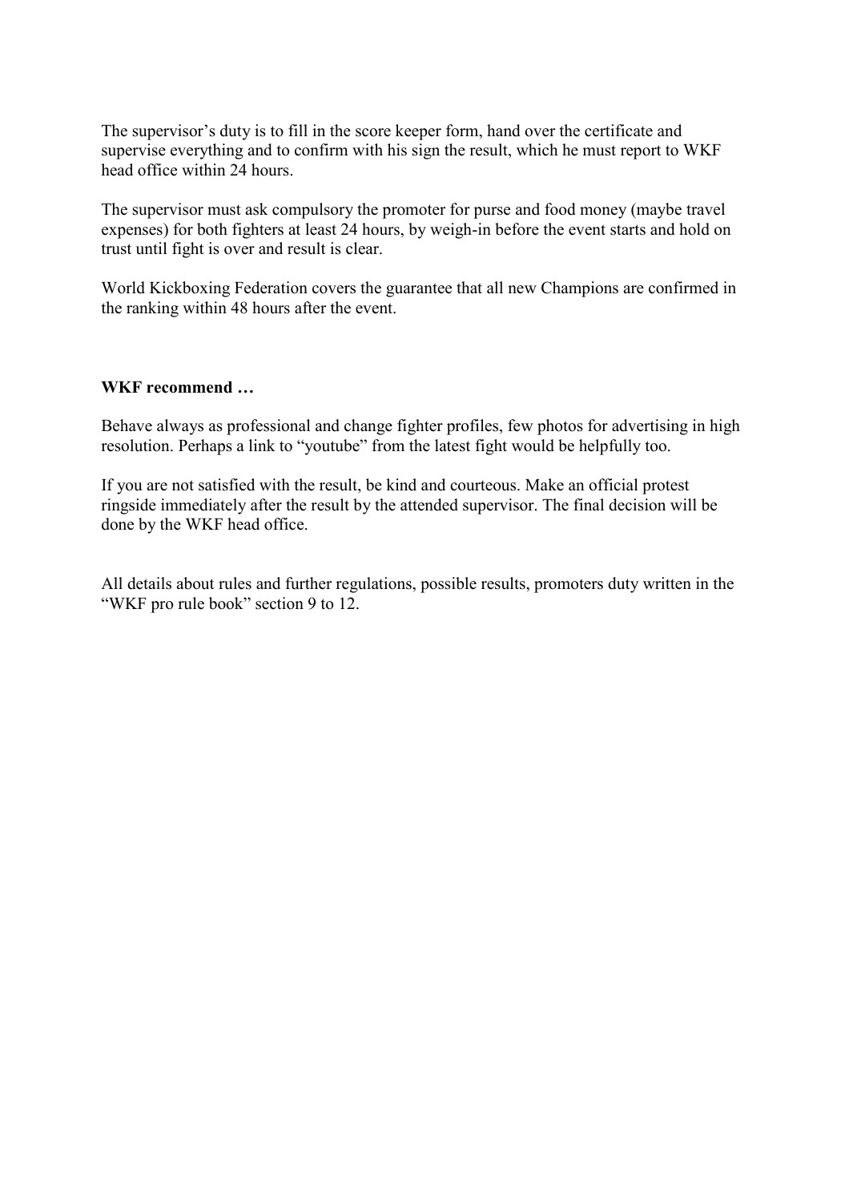The supervisor's duty is to fill in the score keeper form, hand over the certificate and supervise everything and to confirm with his sign the result, which he must report to WKF head office within 24 hours.

The supervisor must ask compulsory the promoter for purse and food money (maybe travel expenses) for both fighters at least 24 hours, by weigh-in before the event starts and hold on trust until fight is over and result is clear.

World Kickboxing Federation covers the guarantee that all new Champions are confirmed in the ranking within 48 hours after the event.

**WKF recommend …**

Behave always as professional and change fighter profiles, few photos for advertising in high resolution. Perhaps a link to "youtube" from the latest fight would be helpfully too.

If you are not satisfied with the result, be kind and courteous. Make an official protest ringside immediately after the result by the attended supervisor. The final decision will be done by the WKF head office.

All details about rules and further regulations, possible results, promoters duty written in the "WKF pro rule book" section 9 to 12.